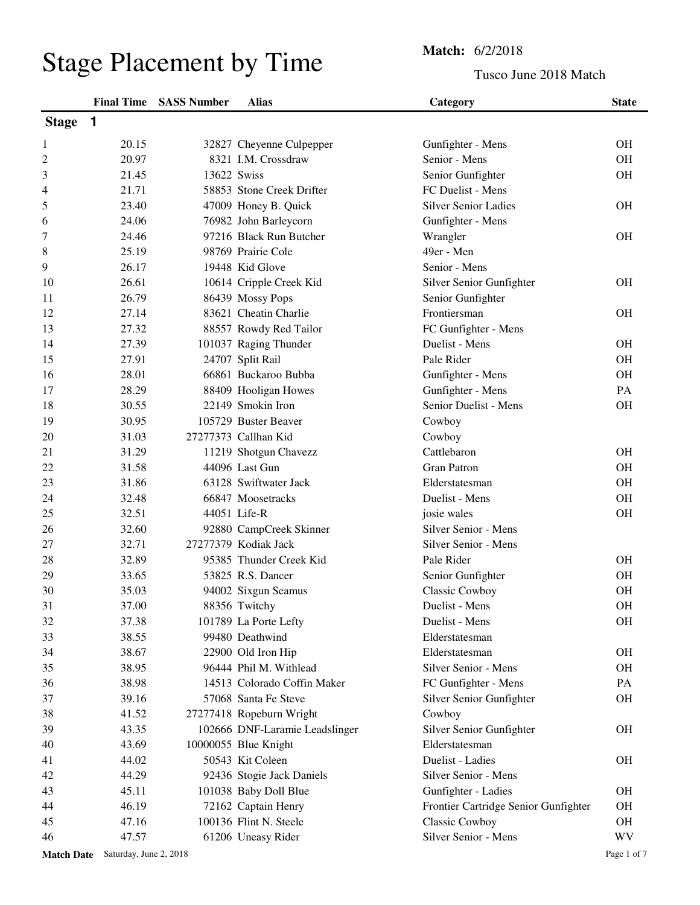# Stage Placement by Time

**Match:** 6/2/2018

Tusco June 2018 Match

## Stage 1

| | Final Time | SASS Number | Alias | Category | State |
|---|---|---|---|---|---|
| 1 | 20.15 | 32827 | Cheyenne Culpepper | Gunfighter - Mens | OH |
| 2 | 20.97 | 8321 | I.M. Crossdraw | Senior - Mens | OH |
| 3 | 21.45 | 13622 | Swiss | Senior Gunfighter | OH |
| 4 | 21.71 | 58853 | Stone Creek Drifter | FC Duelist - Mens | |
| 5 | 23.40 | 47009 | Honey B. Quick | Silver Senior Ladies | OH |
| 6 | 24.06 | 76982 | John Barleycorn | Gunfighter - Mens | |
| 7 | 24.46 | 97216 | Black Run Butcher | Wrangler | OH |
| 8 | 25.19 | 98769 | Prairie Cole | 49er - Men | |
| 9 | 26.17 | 19448 | Kid Glove | Senior - Mens | |
| 10 | 26.61 | 10614 | Cripple Creek Kid | Silver Senior Gunfighter | OH |
| 11 | 26.79 | 86439 | Mossy Pops | Senior Gunfighter | |
| 12 | 27.14 | 83621 | Cheatin Charlie | Frontiersman | OH |
| 13 | 27.32 | 88557 | Rowdy Red Tailor | FC Gunfighter - Mens | |
| 14 | 27.39 | 101037 | Raging Thunder | Duelist - Mens | OH |
| 15 | 27.91 | 24707 | Split Rail | Pale Rider | OH |
| 16 | 28.01 | 66861 | Buckaroo Bubba | Gunfighter - Mens | OH |
| 17 | 28.29 | 88409 | Hooligan Howes | Gunfighter - Mens | PA |
| 18 | 30.55 | 22149 | Smokin Iron | Senior Duelist - Mens | OH |
| 19 | 30.95 | 105729 | Buster Beaver | Cowboy | |
| 20 | 31.03 | 27277373 | Callhan Kid | Cowboy | |
| 21 | 31.29 | 11219 | Shotgun Chavezz | Cattlebaron | OH |
| 22 | 31.58 | 44096 | Last Gun | Gran Patron | OH |
| 23 | 31.86 | 63128 | Swiftwater Jack | Elderstatesman | OH |
| 24 | 32.48 | 66847 | Moosetracks | Duelist - Mens | OH |
| 25 | 32.51 | 44051 | Life-R | josie wales | OH |
| 26 | 32.60 | 92880 | CampCreek Skinner | Silver Senior - Mens | |
| 27 | 32.71 | 27277379 | Kodiak Jack | Silver Senior - Mens | |
| 28 | 32.89 | 95385 | Thunder Creek Kid | Pale Rider | OH |
| 29 | 33.65 | 53825 | R.S. Dancer | Senior Gunfighter | OH |
| 30 | 35.03 | 94002 | Sixgun Seamus | Classic Cowboy | OH |
| 31 | 37.00 | 88356 | Twitchy | Duelist - Mens | OH |
| 32 | 37.38 | 101789 | La Porte Lefty | Duelist - Mens | OH |
| 33 | 38.55 | 99480 | Deathwind | Elderstatesman | |
| 34 | 38.67 | 22900 | Old Iron Hip | Elderstatesman | OH |
| 35 | 38.95 | 96444 | Phil M. Withlead | Silver Senior - Mens | OH |
| 36 | 38.98 | 14513 | Colorado Coffin Maker | FC Gunfighter - Mens | PA |
| 37 | 39.16 | 57068 | Santa Fe Steve | Silver Senior Gunfighter | OH |
| 38 | 41.52 | 27277418 | Ropeburn Wright | Cowboy | |
| 39 | 43.35 | 102666 | DNF-Laramie Leadslinger | Silver Senior Gunfighter | OH |
| 40 | 43.69 | 10000055 | Blue Knight | Elderstatesman | |
| 41 | 44.02 | 50543 | Kit Coleen | Duelist - Ladies | OH |
| 42 | 44.29 | 92436 | Stogie Jack Daniels | Silver Senior - Mens | |
| 43 | 45.11 | 101038 | Baby Doll Blue | Gunfighter - Ladies | OH |
| 44 | 46.19 | 72162 | Captain Henry | Frontier Cartridge Senior Gunfighter | OH |
| 45 | 47.16 | 100136 | Flint N. Steele | Classic Cowboy | OH |
| 46 | 47.57 | 61206 | Uneasy Rider | Silver Senior - Mens | WV |

**Match Date** Saturday, June 2, 2018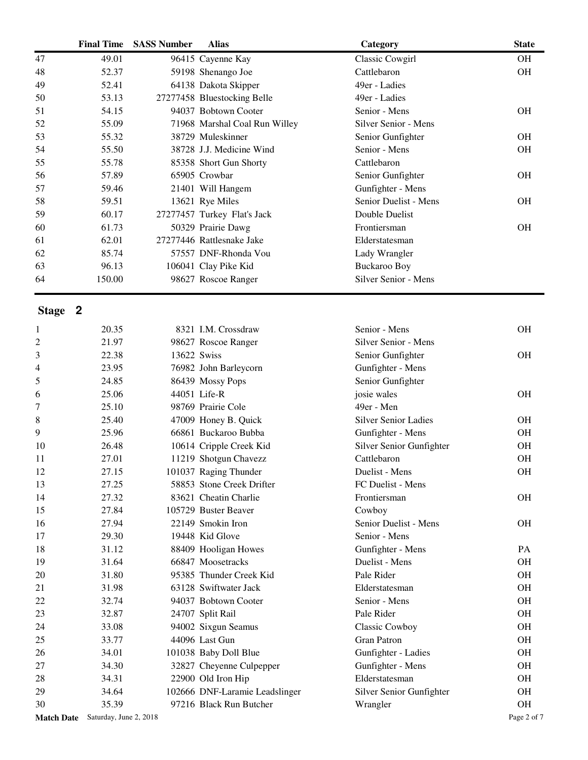| | Final Time | SASS Number | Alias | Category | State |
|---|---|---|---|---|---|
| 47 | 49.01 | 96415 | Cayenne Kay | Classic Cowgirl | OH |
| 48 | 52.37 | 59198 | Shenango Joe | Cattlebaron | OH |
| 49 | 52.41 | 64138 | Dakota Skipper | 49er - Ladies | |
| 50 | 53.13 | 27277458 | Bluestocking Belle | 49er - Ladies | |
| 51 | 54.15 | 94037 | Bobtown Cooter | Senior - Mens | OH |
| 52 | 55.09 | 71968 | Marshal Coal Run Willey | Silver Senior - Mens | |
| 53 | 55.32 | 38729 | Muleskinner | Senior Gunfighter | OH |
| 54 | 55.50 | 38728 | J.J. Medicine Wind | Senior - Mens | OH |
| 55 | 55.78 | 85358 | Short Gun Shorty | Cattlebaron | |
| 56 | 57.89 | 65905 | Crowbar | Senior Gunfighter | OH |
| 57 | 59.46 | 21401 | Will Hangem | Gunfighter - Mens | |
| 58 | 59.51 | 13621 | Rye Miles | Senior Duelist - Mens | OH |
| 59 | 60.17 | 27277457 | Turkey Flat's Jack | Double Duelist | |
| 60 | 61.73 | 50329 | Prairie Dawg | Frontiersman | OH |
| 61 | 62.01 | 27277446 | Rattlesnake Jake | Elderstatesman | |
| 62 | 85.74 | 57557 | DNF-Rhonda Vou | Lady Wrangler | |
| 63 | 96.13 | 106041 | Clay Pike Kid | Buckaroo Boy | |
| 64 | 150.00 | 98627 | Roscoe Ranger | Silver Senior - Mens | |

## Stage 2

| | Final Time | SASS Number | Alias | Category | State |
|---|---|---|---|---|---|
| 1 | 20.35 | 8321 | I.M. Crossdraw | Senior - Mens | OH |
| 2 | 21.97 | 98627 | Roscoe Ranger | Silver Senior - Mens | |
| 3 | 22.38 | 13622 | Swiss | Senior Gunfighter | OH |
| 4 | 23.95 | 76982 | John Barleycorn | Gunfighter - Mens | |
| 5 | 24.85 | 86439 | Mossy Pops | Senior Gunfighter | |
| 6 | 25.06 | 44051 | Life-R | josie wales | OH |
| 7 | 25.10 | 98769 | Prairie Cole | 49er - Men | |
| 8 | 25.40 | 47009 | Honey B. Quick | Silver Senior Ladies | OH |
| 9 | 25.96 | 66861 | Buckaroo Bubba | Gunfighter - Mens | OH |
| 10 | 26.48 | 10614 | Cripple Creek Kid | Silver Senior Gunfighter | OH |
| 11 | 27.01 | 11219 | Shotgun Chavezz | Cattlebaron | OH |
| 12 | 27.15 | 101037 | Raging Thunder | Duelist - Mens | OH |
| 13 | 27.25 | 58853 | Stone Creek Drifter | FC Duelist - Mens | |
| 14 | 27.32 | 83621 | Cheatin Charlie | Frontiersman | OH |
| 15 | 27.84 | 105729 | Buster Beaver | Cowboy | |
| 16 | 27.94 | 22149 | Smokin Iron | Senior Duelist - Mens | OH |
| 17 | 29.30 | 19448 | Kid Glove | Senior - Mens | |
| 18 | 31.12 | 88409 | Hooligan Howes | Gunfighter - Mens | PA |
| 19 | 31.64 | 66847 | Moosetracks | Duelist - Mens | OH |
| 20 | 31.80 | 95385 | Thunder Creek Kid | Pale Rider | OH |
| 21 | 31.98 | 63128 | Swiftwater Jack | Elderstatesman | OH |
| 22 | 32.74 | 94037 | Bobtown Cooter | Senior - Mens | OH |
| 23 | 32.87 | 24707 | Split Rail | Pale Rider | OH |
| 24 | 33.08 | 94002 | Sixgun Seamus | Classic Cowboy | OH |
| 25 | 33.77 | 44096 | Last Gun | Gran Patron | OH |
| 26 | 34.01 | 101038 | Baby Doll Blue | Gunfighter - Ladies | OH |
| 27 | 34.30 | 32827 | Cheyenne Culpepper | Gunfighter - Mens | OH |
| 28 | 34.31 | 22900 | Old Iron Hip | Elderstatesman | OH |
| 29 | 34.64 | 102666 | DNF-Laramie Leadslinger | Silver Senior Gunfighter | OH |
| 30 | 35.39 | 97216 | Black Run Butcher | Wrangler | OH |

**Match Date** Saturday, June 2, 2018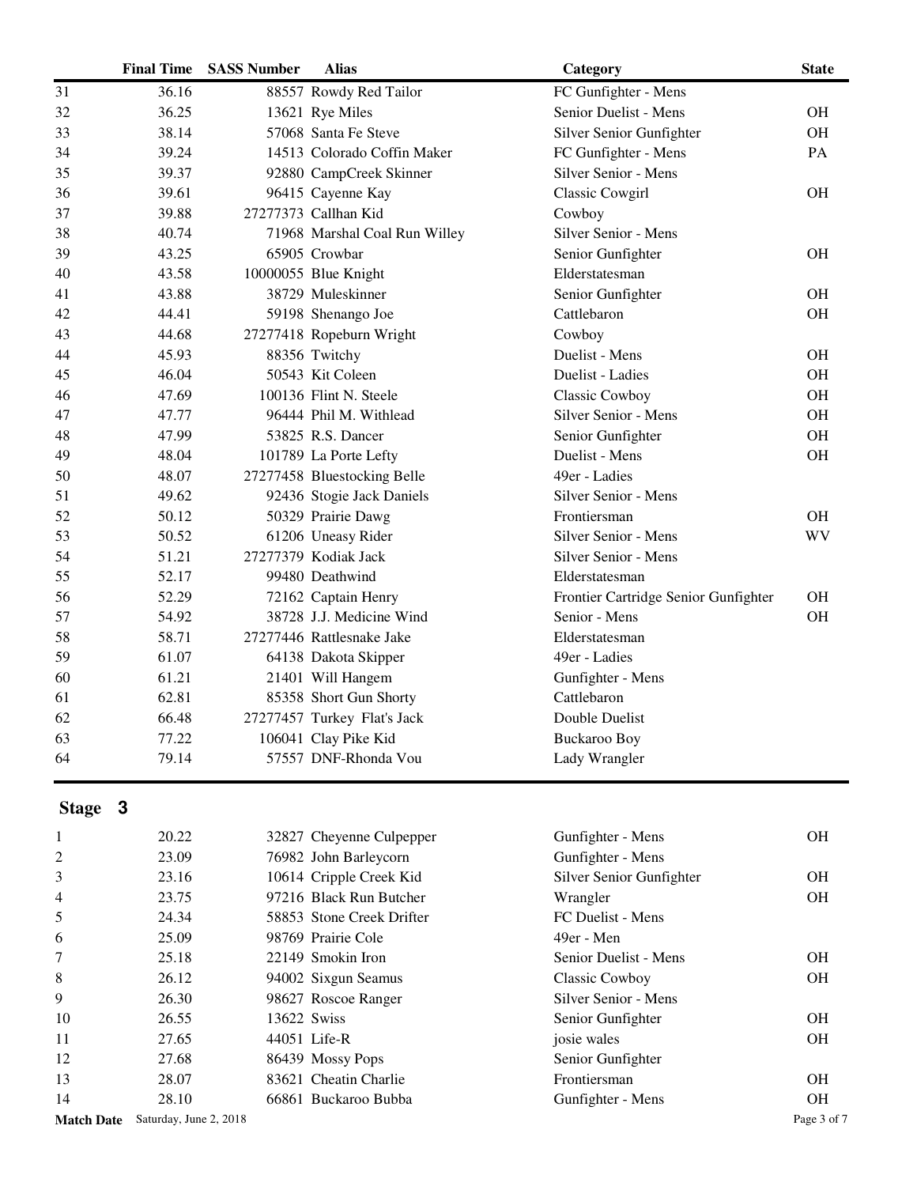| | Final Time | SASS Number | Alias | Category | State |
|---|---|---|---|---|---|
| 31 | 36.16 | 88557 | Rowdy Red Tailor | FC Gunfighter - Mens | |
| 32 | 36.25 | 13621 | Rye Miles | Senior Duelist - Mens | OH |
| 33 | 38.14 | 57068 | Santa Fe Steve | Silver Senior Gunfighter | OH |
| 34 | 39.24 | 14513 | Colorado Coffin Maker | FC Gunfighter - Mens | PA |
| 35 | 39.37 | 92880 | CampCreek Skinner | Silver Senior - Mens | |
| 36 | 39.61 | 96415 | Cayenne Kay | Classic Cowgirl | OH |
| 37 | 39.88 | 27277373 | Callhan Kid | Cowboy | |
| 38 | 40.74 | 71968 | Marshal Coal Run Willey | Silver Senior - Mens | |
| 39 | 43.25 | 65905 | Crowbar | Senior Gunfighter | OH |
| 40 | 43.58 | 10000055 | Blue Knight | Elderstatesman | |
| 41 | 43.88 | 38729 | Muleskinner | Senior Gunfighter | OH |
| 42 | 44.41 | 59198 | Shenango Joe | Cattlebaron | OH |
| 43 | 44.68 | 27277418 | Ropeburn Wright | Cowboy | |
| 44 | 45.93 | 88356 | Twitchy | Duelist - Mens | OH |
| 45 | 46.04 | 50543 | Kit Coleen | Duelist - Ladies | OH |
| 46 | 47.69 | 100136 | Flint N. Steele | Classic Cowboy | OH |
| 47 | 47.77 | 96444 | Phil M. Withlead | Silver Senior - Mens | OH |
| 48 | 47.99 | 53825 | R.S. Dancer | Senior Gunfighter | OH |
| 49 | 48.04 | 101789 | La Porte Lefty | Duelist - Mens | OH |
| 50 | 48.07 | 27277458 | Bluestocking Belle | 49er - Ladies | |
| 51 | 49.62 | 92436 | Stogie Jack Daniels | Silver Senior - Mens | |
| 52 | 50.12 | 50329 | Prairie Dawg | Frontiersman | OH |
| 53 | 50.52 | 61206 | Uneasy Rider | Silver Senior - Mens | WV |
| 54 | 51.21 | 27277379 | Kodiak Jack | Silver Senior - Mens | |
| 55 | 52.17 | 99480 | Deathwind | Elderstatesman | |
| 56 | 52.29 | 72162 | Captain Henry | Frontier Cartridge Senior Gunfighter | OH |
| 57 | 54.92 | 38728 | J.J. Medicine Wind | Senior - Mens | OH |
| 58 | 58.71 | 27277446 | Rattlesnake Jake | Elderstatesman | |
| 59 | 61.07 | 64138 | Dakota Skipper | 49er - Ladies | |
| 60 | 61.21 | 21401 | Will Hangem | Gunfighter - Mens | |
| 61 | 62.81 | 85358 | Short Gun Shorty | Cattlebaron | |
| 62 | 66.48 | 27277457 | Turkey Flat's Jack | Double Duelist | |
| 63 | 77.22 | 106041 | Clay Pike Kid | Buckaroo Boy | |
| 64 | 79.14 | 57557 | DNF-Rhonda Vou | Lady Wrangler | |

## Stage 3

| | Final Time | SASS Number | Alias | Category | State |
|---|---|---|---|---|---|
| 1 | 20.22 | 32827 | Cheyenne Culpepper | Gunfighter - Mens | OH |
| 2 | 23.09 | 76982 | John Barleycorn | Gunfighter - Mens | |
| 3 | 23.16 | 10614 | Cripple Creek Kid | Silver Senior Gunfighter | OH |
| 4 | 23.75 | 97216 | Black Run Butcher | Wrangler | OH |
| 5 | 24.34 | 58853 | Stone Creek Drifter | FC Duelist - Mens | |
| 6 | 25.09 | 98769 | Prairie Cole | 49er - Men | |
| 7 | 25.18 | 22149 | Smokin Iron | Senior Duelist - Mens | OH |
| 8 | 26.12 | 94002 | Sixgun Seamus | Classic Cowboy | OH |
| 9 | 26.30 | 98627 | Roscoe Ranger | Silver Senior - Mens | |
| 10 | 26.55 | 13622 | Swiss | Senior Gunfighter | OH |
| 11 | 27.65 | 44051 | Life-R | josie wales | OH |
| 12 | 27.68 | 86439 | Mossy Pops | Senior Gunfighter | |
| 13 | 28.07 | 83621 | Cheatin Charlie | Frontiersman | OH |
| 14 | 28.10 | 66861 | Buckaroo Bubba | Gunfighter - Mens | OH |

**Match Date** Saturday, June 2, 2018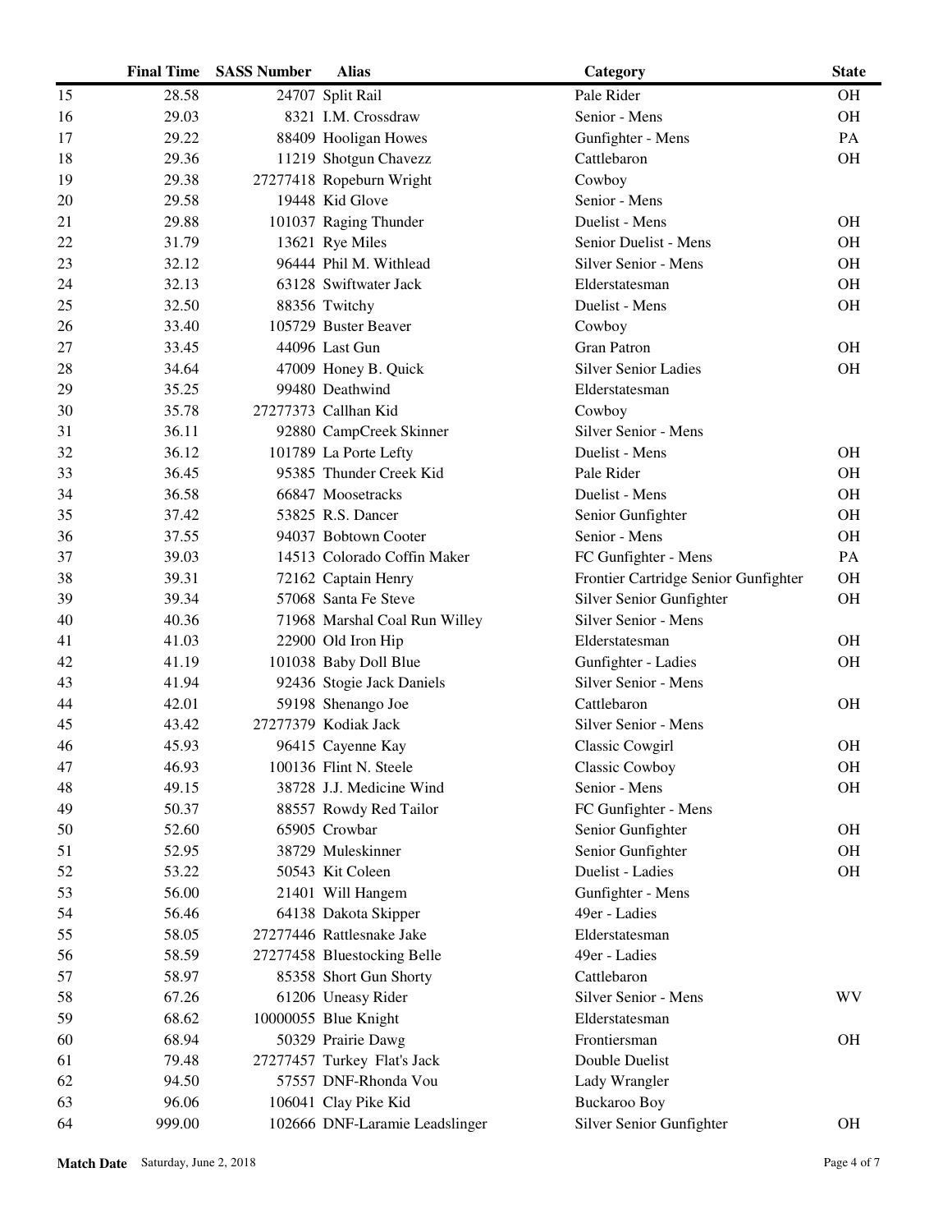| | Final Time | SASS Number | Alias | Category | State |
|---|---|---|---|---|---|
| 15 | 28.58 | 24707 | Split Rail | Pale Rider | OH |
| 16 | 29.03 | 8321 | I.M. Crossdraw | Senior - Mens | OH |
| 17 | 29.22 | 88409 | Hooligan Howes | Gunfighter - Mens | PA |
| 18 | 29.36 | 11219 | Shotgun Chavezz | Cattlebaron | OH |
| 19 | 29.38 | 27277418 | Ropeburn Wright | Cowboy | |
| 20 | 29.58 | 19448 | Kid Glove | Senior - Mens | |
| 21 | 29.88 | 101037 | Raging Thunder | Duelist - Mens | OH |
| 22 | 31.79 | 13621 | Rye Miles | Senior Duelist - Mens | OH |
| 23 | 32.12 | 96444 | Phil M. Withlead | Silver Senior - Mens | OH |
| 24 | 32.13 | 63128 | Swiftwater Jack | Elderstatesman | OH |
| 25 | 32.50 | 88356 | Twitchy | Duelist - Mens | OH |
| 26 | 33.40 | 105729 | Buster Beaver | Cowboy | |
| 27 | 33.45 | 44096 | Last Gun | Gran Patron | OH |
| 28 | 34.64 | 47009 | Honey B. Quick | Silver Senior Ladies | OH |
| 29 | 35.25 | 99480 | Deathwind | Elderstatesman | |
| 30 | 35.78 | 27277373 | Callhan Kid | Cowboy | |
| 31 | 36.11 | 92880 | CampCreek Skinner | Silver Senior - Mens | |
| 32 | 36.12 | 101789 | La Porte Lefty | Duelist - Mens | OH |
| 33 | 36.45 | 95385 | Thunder Creek Kid | Pale Rider | OH |
| 34 | 36.58 | 66847 | Moosetracks | Duelist - Mens | OH |
| 35 | 37.42 | 53825 | R.S. Dancer | Senior Gunfighter | OH |
| 36 | 37.55 | 94037 | Bobtown Cooter | Senior - Mens | OH |
| 37 | 39.03 | 14513 | Colorado Coffin Maker | FC Gunfighter - Mens | PA |
| 38 | 39.31 | 72162 | Captain Henry | Frontier Cartridge Senior Gunfighter | OH |
| 39 | 39.34 | 57068 | Santa Fe Steve | Silver Senior Gunfighter | OH |
| 40 | 40.36 | 71968 | Marshal Coal Run Willey | Silver Senior - Mens | |
| 41 | 41.03 | 22900 | Old Iron Hip | Elderstatesman | OH |
| 42 | 41.19 | 101038 | Baby Doll Blue | Gunfighter - Ladies | OH |
| 43 | 41.94 | 92436 | Stogie Jack Daniels | Silver Senior - Mens | |
| 44 | 42.01 | 59198 | Shenango Joe | Cattlebaron | OH |
| 45 | 43.42 | 27277379 | Kodiak Jack | Silver Senior - Mens | |
| 46 | 45.93 | 96415 | Cayenne Kay | Classic Cowgirl | OH |
| 47 | 46.93 | 100136 | Flint N. Steele | Classic Cowboy | OH |
| 48 | 49.15 | 38728 | J.J. Medicine Wind | Senior - Mens | OH |
| 49 | 50.37 | 88557 | Rowdy Red Tailor | FC Gunfighter - Mens | |
| 50 | 52.60 | 65905 | Crowbar | Senior Gunfighter | OH |
| 51 | 52.95 | 38729 | Muleskinner | Senior Gunfighter | OH |
| 52 | 53.22 | 50543 | Kit Coleen | Duelist - Ladies | OH |
| 53 | 56.00 | 21401 | Will Hangem | Gunfighter - Mens | |
| 54 | 56.46 | 64138 | Dakota Skipper | 49er - Ladies | |
| 55 | 58.05 | 27277446 | Rattlesnake Jake | Elderstatesman | |
| 56 | 58.59 | 27277458 | Bluestocking Belle | 49er - Ladies | |
| 57 | 58.97 | 85358 | Short Gun Shorty | Cattlebaron | |
| 58 | 67.26 | 61206 | Uneasy Rider | Silver Senior - Mens | WV |
| 59 | 68.62 | 10000055 | Blue Knight | Elderstatesman | |
| 60 | 68.94 | 50329 | Prairie Dawg | Frontiersman | OH |
| 61 | 79.48 | 27277457 | Turkey Flat's Jack | Double Duelist | |
| 62 | 94.50 | 57557 | DNF-Rhonda Vou | Lady Wrangler | |
| 63 | 96.06 | 106041 | Clay Pike Kid | Buckaroo Boy | |
| 64 | 999.00 | 102666 | DNF-Laramie Leadslinger | Silver Senior Gunfighter | OH |

**Match Date** Saturday, June 2, 2018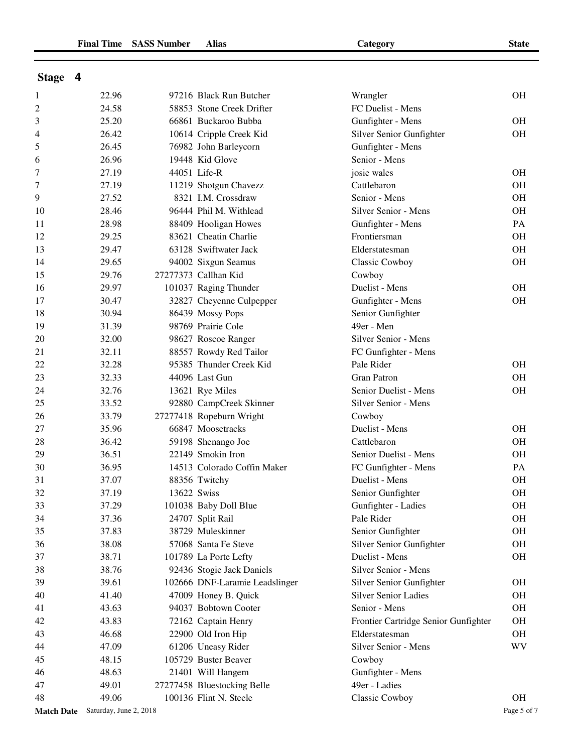| | Final Time | SASS Number | Alias | Category | State |
|---|---|---|---|---|---|

## Stage 4

| | Final Time | SASS Number | Alias | Category | State |
|---|---|---|---|---|---|
| 1 | 22.96 | 97216 | Black Run Butcher | Wrangler | OH |
| 2 | 24.58 | 58853 | Stone Creek Drifter | FC Duelist - Mens | |
| 3 | 25.20 | 66861 | Buckaroo Bubba | Gunfighter - Mens | OH |
| 4 | 26.42 | 10614 | Cripple Creek Kid | Silver Senior Gunfighter | OH |
| 5 | 26.45 | 76982 | John Barleycorn | Gunfighter - Mens | |
| 6 | 26.96 | 19448 | Kid Glove | Senior - Mens | |
| 7 | 27.19 | 44051 | Life-R | josie wales | OH |
| 7 | 27.19 | 11219 | Shotgun Chavezz | Cattlebaron | OH |
| 9 | 27.52 | 8321 | I.M. Crossdraw | Senior - Mens | OH |
| 10 | 28.46 | 96444 | Phil M. Withlead | Silver Senior - Mens | OH |
| 11 | 28.98 | 88409 | Hooligan Howes | Gunfighter - Mens | PA |
| 12 | 29.25 | 83621 | Cheatin Charlie | Frontiersman | OH |
| 13 | 29.47 | 63128 | Swiftwater Jack | Elderstatesman | OH |
| 14 | 29.65 | 94002 | Sixgun Seamus | Classic Cowboy | OH |
| 15 | 29.76 | 27277373 | Callhan Kid | Cowboy | |
| 16 | 29.97 | 101037 | Raging Thunder | Duelist - Mens | OH |
| 17 | 30.47 | 32827 | Cheyenne Culpepper | Gunfighter - Mens | OH |
| 18 | 30.94 | 86439 | Mossy Pops | Senior Gunfighter | |
| 19 | 31.39 | 98769 | Prairie Cole | 49er - Men | |
| 20 | 32.00 | 98627 | Roscoe Ranger | Silver Senior - Mens | |
| 21 | 32.11 | 88557 | Rowdy Red Tailor | FC Gunfighter - Mens | |
| 22 | 32.28 | 95385 | Thunder Creek Kid | Pale Rider | OH |
| 23 | 32.33 | 44096 | Last Gun | Gran Patron | OH |
| 24 | 32.76 | 13621 | Rye Miles | Senior Duelist - Mens | OH |
| 25 | 33.52 | 92880 | CampCreek Skinner | Silver Senior - Mens | |
| 26 | 33.79 | 27277418 | Ropeburn Wright | Cowboy | |
| 27 | 35.96 | 66847 | Moosetracks | Duelist - Mens | OH |
| 28 | 36.42 | 59198 | Shenango Joe | Cattlebaron | OH |
| 29 | 36.51 | 22149 | Smokin Iron | Senior Duelist - Mens | OH |
| 30 | 36.95 | 14513 | Colorado Coffin Maker | FC Gunfighter - Mens | PA |
| 31 | 37.07 | 88356 | Twitchy | Duelist - Mens | OH |
| 32 | 37.19 | 13622 | Swiss | Senior Gunfighter | OH |
| 33 | 37.29 | 101038 | Baby Doll Blue | Gunfighter - Ladies | OH |
| 34 | 37.36 | 24707 | Split Rail | Pale Rider | OH |
| 35 | 37.83 | 38729 | Muleskinner | Senior Gunfighter | OH |
| 36 | 38.08 | 57068 | Santa Fe Steve | Silver Senior Gunfighter | OH |
| 37 | 38.71 | 101789 | La Porte Lefty | Duelist - Mens | OH |
| 38 | 38.76 | 92436 | Stogie Jack Daniels | Silver Senior - Mens | |
| 39 | 39.61 | 102666 | DNF-Laramie Leadslinger | Silver Senior Gunfighter | OH |
| 40 | 41.40 | 47009 | Honey B. Quick | Silver Senior Ladies | OH |
| 41 | 43.63 | 94037 | Bobtown Cooter | Senior - Mens | OH |
| 42 | 43.83 | 72162 | Captain Henry | Frontier Cartridge Senior Gunfighter | OH |
| 43 | 46.68 | 22900 | Old Iron Hip | Elderstatesman | OH |
| 44 | 47.09 | 61206 | Uneasy Rider | Silver Senior - Mens | WV |
| 45 | 48.15 | 105729 | Buster Beaver | Cowboy | |
| 46 | 48.63 | 21401 | Will Hangem | Gunfighter - Mens | |
| 47 | 49.01 | 27277458 | Bluestocking Belle | 49er - Ladies | |
| 48 | 49.06 | 100136 | Flint N. Steele | Classic Cowboy | OH |

**Match Date** Saturday, June 2, 2018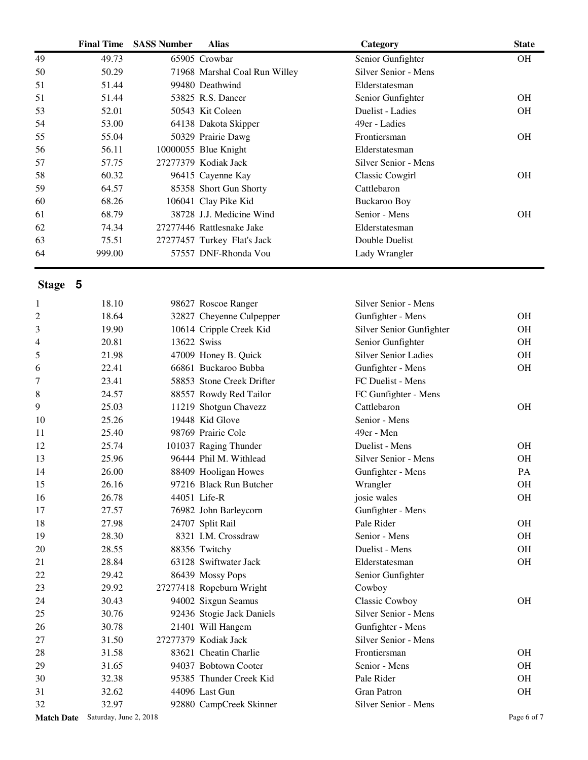| | Final Time | SASS Number | Alias | Category | State |
|---|---|---|---|---|---|
| 49 | 49.73 | 65905 | Crowbar | Senior Gunfighter | OH |
| 50 | 50.29 | 71968 | Marshal Coal Run Willey | Silver Senior - Mens | |
| 51 | 51.44 | 99480 | Deathwind | Elderstatesman | |
| 51 | 51.44 | 53825 | R.S. Dancer | Senior Gunfighter | OH |
| 53 | 52.01 | 50543 | Kit Coleen | Duelist - Ladies | OH |
| 54 | 53.00 | 64138 | Dakota Skipper | 49er - Ladies | |
| 55 | 55.04 | 50329 | Prairie Dawg | Frontiersman | OH |
| 56 | 56.11 | 10000055 | Blue Knight | Elderstatesman | |
| 57 | 57.75 | 27277379 | Kodiak Jack | Silver Senior - Mens | |
| 58 | 60.32 | 96415 | Cayenne Kay | Classic Cowgirl | OH |
| 59 | 64.57 | 85358 | Short Gun Shorty | Cattlebaron | |
| 60 | 68.26 | 106041 | Clay Pike Kid | Buckaroo Boy | |
| 61 | 68.79 | 38728 | J.J. Medicine Wind | Senior - Mens | OH |
| 62 | 74.34 | 27277446 | Rattlesnake Jake | Elderstatesman | |
| 63 | 75.51 | 27277457 | Turkey Flat's Jack | Double Duelist | |
| 64 | 999.00 | 57557 | DNF-Rhonda Vou | Lady Wrangler | |

## Stage 5

| | Final Time | SASS Number | Alias | Category | State |
|---|---|---|---|---|---|
| 1 | 18.10 | 98627 | Roscoe Ranger | Silver Senior - Mens | |
| 2 | 18.64 | 32827 | Cheyenne Culpepper | Gunfighter - Mens | OH |
| 3 | 19.90 | 10614 | Cripple Creek Kid | Silver Senior Gunfighter | OH |
| 4 | 20.81 | 13622 | Swiss | Senior Gunfighter | OH |
| 5 | 21.98 | 47009 | Honey B. Quick | Silver Senior Ladies | OH |
| 6 | 22.41 | 66861 | Buckaroo Bubba | Gunfighter - Mens | OH |
| 7 | 23.41 | 58853 | Stone Creek Drifter | FC Duelist - Mens | |
| 8 | 24.57 | 88557 | Rowdy Red Tailor | FC Gunfighter - Mens | |
| 9 | 25.03 | 11219 | Shotgun Chavezz | Cattlebaron | OH |
| 10 | 25.26 | 19448 | Kid Glove | Senior - Mens | |
| 11 | 25.40 | 98769 | Prairie Cole | 49er - Men | |
| 12 | 25.74 | 101037 | Raging Thunder | Duelist - Mens | OH |
| 13 | 25.96 | 96444 | Phil M. Withlead | Silver Senior - Mens | OH |
| 14 | 26.00 | 88409 | Hooligan Howes | Gunfighter - Mens | PA |
| 15 | 26.16 | 97216 | Black Run Butcher | Wrangler | OH |
| 16 | 26.78 | 44051 | Life-R | josie wales | OH |
| 17 | 27.57 | 76982 | John Barleycorn | Gunfighter - Mens | |
| 18 | 27.98 | 24707 | Split Rail | Pale Rider | OH |
| 19 | 28.30 | 8321 | I.M. Crossdraw | Senior - Mens | OH |
| 20 | 28.55 | 88356 | Twitchy | Duelist - Mens | OH |
| 21 | 28.84 | 63128 | Swiftwater Jack | Elderstatesman | OH |
| 22 | 29.42 | 86439 | Mossy Pops | Senior Gunfighter | |
| 23 | 29.92 | 27277418 | Ropeburn Wright | Cowboy | |
| 24 | 30.43 | 94002 | Sixgun Seamus | Classic Cowboy | OH |
| 25 | 30.76 | 92436 | Stogie Jack Daniels | Silver Senior - Mens | |
| 26 | 30.78 | 21401 | Will Hangem | Gunfighter - Mens | |
| 27 | 31.50 | 27277379 | Kodiak Jack | Silver Senior - Mens | |
| 28 | 31.58 | 83621 | Cheatin Charlie | Frontiersman | OH |
| 29 | 31.65 | 94037 | Bobtown Cooter | Senior - Mens | OH |
| 30 | 32.38 | 95385 | Thunder Creek Kid | Pale Rider | OH |
| 31 | 32.62 | 44096 | Last Gun | Gran Patron | OH |
| 32 | 32.97 | 92880 | CampCreek Skinner | Silver Senior - Mens | |

**Match Date** Saturday, June 2, 2018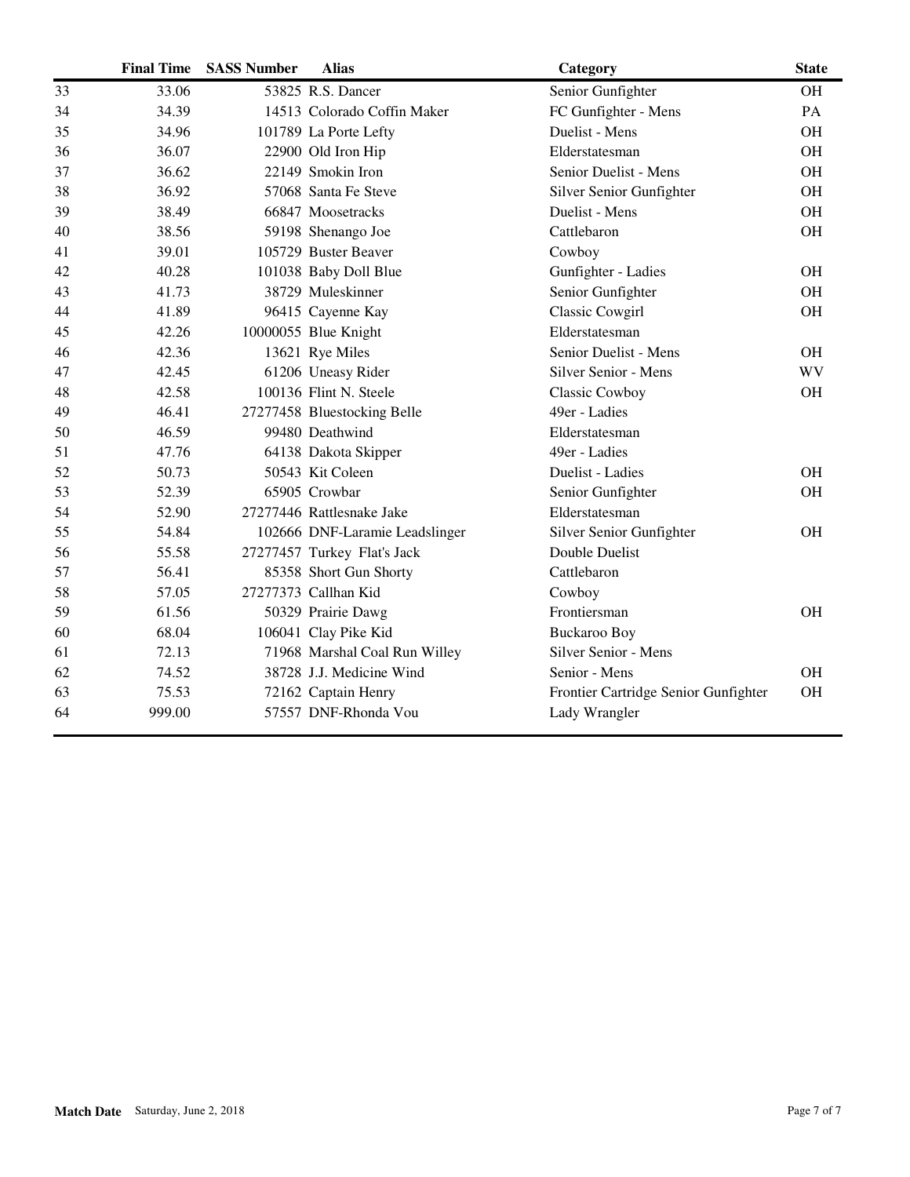| | Final Time | SASS Number | Alias | Category | State |
|---|---|---|---|---|---|
| 33 | 33.06 | 53825 | R.S. Dancer | Senior Gunfighter | OH |
| 34 | 34.39 | 14513 | Colorado Coffin Maker | FC Gunfighter - Mens | PA |
| 35 | 34.96 | 101789 | La Porte Lefty | Duelist - Mens | OH |
| 36 | 36.07 | 22900 | Old Iron Hip | Elderstatesman | OH |
| 37 | 36.62 | 22149 | Smokin Iron | Senior Duelist - Mens | OH |
| 38 | 36.92 | 57068 | Santa Fe Steve | Silver Senior Gunfighter | OH |
| 39 | 38.49 | 66847 | Moosetracks | Duelist - Mens | OH |
| 40 | 38.56 | 59198 | Shenango Joe | Cattlebaron | OH |
| 41 | 39.01 | 105729 | Buster Beaver | Cowboy | |
| 42 | 40.28 | 101038 | Baby Doll Blue | Gunfighter - Ladies | OH |
| 43 | 41.73 | 38729 | Muleskinner | Senior Gunfighter | OH |
| 44 | 41.89 | 96415 | Cayenne Kay | Classic Cowgirl | OH |
| 45 | 42.26 | 10000055 | Blue Knight | Elderstatesman | |
| 46 | 42.36 | 13621 | Rye Miles | Senior Duelist - Mens | OH |
| 47 | 42.45 | 61206 | Uneasy Rider | Silver Senior - Mens | WV |
| 48 | 42.58 | 100136 | Flint N. Steele | Classic Cowboy | OH |
| 49 | 46.41 | 27277458 | Bluestocking Belle | 49er - Ladies | |
| 50 | 46.59 | 99480 | Deathwind | Elderstatesman | |
| 51 | 47.76 | 64138 | Dakota Skipper | 49er - Ladies | |
| 52 | 50.73 | 50543 | Kit Coleen | Duelist - Ladies | OH |
| 53 | 52.39 | 65905 | Crowbar | Senior Gunfighter | OH |
| 54 | 52.90 | 27277446 | Rattlesnake Jake | Elderstatesman | |
| 55 | 54.84 | 102666 | DNF-Laramie Leadslinger | Silver Senior Gunfighter | OH |
| 56 | 55.58 | 27277457 | Turkey Flat's Jack | Double Duelist | |
| 57 | 56.41 | 85358 | Short Gun Shorty | Cattlebaron | |
| 58 | 57.05 | 27277373 | Callhan Kid | Cowboy | |
| 59 | 61.56 | 50329 | Prairie Dawg | Frontiersman | OH |
| 60 | 68.04 | 106041 | Clay Pike Kid | Buckaroo Boy | |
| 61 | 72.13 | 71968 | Marshal Coal Run Willey | Silver Senior - Mens | |
| 62 | 74.52 | 38728 | J.J. Medicine Wind | Senior - Mens | OH |
| 63 | 75.53 | 72162 | Captain Henry | Frontier Cartridge Senior Gunfighter | OH |
| 64 | 999.00 | 57557 | DNF-Rhonda Vou | Lady Wrangler | |

**Match Date** Saturday, June 2, 2018